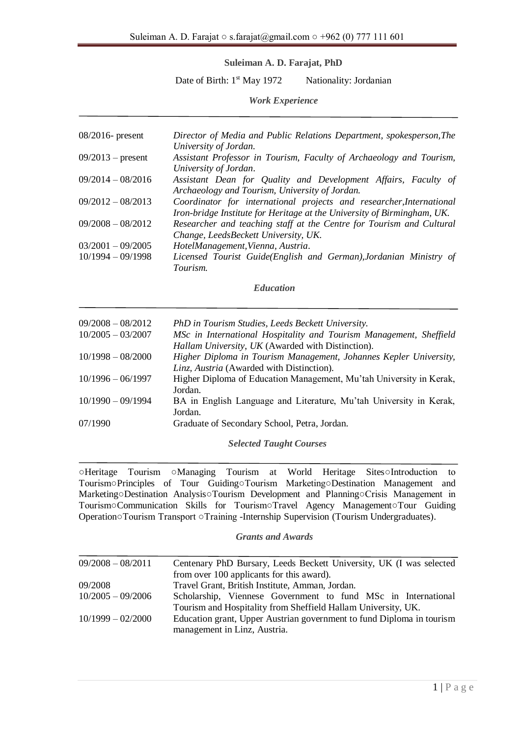**Suleiman A. D. Farajat, PhD**

Date of Birth: 1st May 1972 Nationality: Jordanian

## *Work Experience*

| | |
|---|---|
| 08/2016- present | *Director of Media and Public Relations Department, spokesperson,The University of Jordan.* |
| 09/2013 – present | *Assistant Professor in Tourism, Faculty of Archaeology and Tourism, University of Jordan*. |
| 09/2014 – 08/2016 | *Assistant Dean for Quality and Development Affairs, Faculty of Archaeology and Tourism, University of Jordan.* |
| 09/2012 – 08/2013 | *Coordinator for international projects and researcher,International Iron-bridge Institute for Heritage at the University of Birmingham, UK.* |
| 09/2008 – 08/2012 | *Researcher and teaching staff at the Centre for Tourism and Cultural Change, LeedsBeckett University, UK.* |
| 03/2001 – 09/2005 | *HotelManagement,Vienna, Austria*. |
| 10/1994 – 09/1998 | *Licensed Tourist Guide(English and German),Jordanian Ministry of Tourism.* |

## *Education*

| | |
|---|---|
| 09/2008 – 08/2012 | *PhD in Tourism Studies, Leeds Beckett University.* |
| 10/2005 – 03/2007 | *MSc in International Hospitality and Tourism Management, Sheffield Hallam University, UK* (Awarded with Distinction). |
| 10/1998 – 08/2000 | *Higher Diploma in Tourism Management, Johannes Kepler University, Linz, Austria* (Awarded with Distinction). |
| 10/1996 – 06/1997 | Higher Diploma of Education Management, Mu'tah University in Kerak, Jordan. |
| 10/1990 – 09/1994 | BA in English Language and Literature, Mu'tah University in Kerak, Jordan. |
| 07/1990 | Graduate of Secondary School, Petra, Jordan. |

## *Selected Taught Courses*

○Heritage Tourism ○Managing Tourism at World Heritage Sites○Introduction to Tourism○Principles of Tour Guiding○Tourism Marketing○Destination Management and Marketing○Destination Analysis○Tourism Development and Planning○Crisis Management in Tourism○Communication Skills for Tourism○Travel Agency Management○Tour Guiding Operation○Tourism Transport ○Training -Internship Supervision (Tourism Undergraduates).

## *Grants and Awards*

| | |
|---|---|
| 09/2008 – 08/2011 | Centenary PhD Bursary, Leeds Beckett University, UK (I was selected from over 100 applicants for this award). |
| 09/2008 | Travel Grant, British Institute, Amman, Jordan. |
| 10/2005 – 09/2006 | Scholarship, Viennese Government to fund MSc in International Tourism and Hospitality from Sheffield Hallam University, UK. |
| 10/1999 – 02/2000 | Education grant, Upper Austrian government to fund Diploma in tourism management in Linz, Austria. |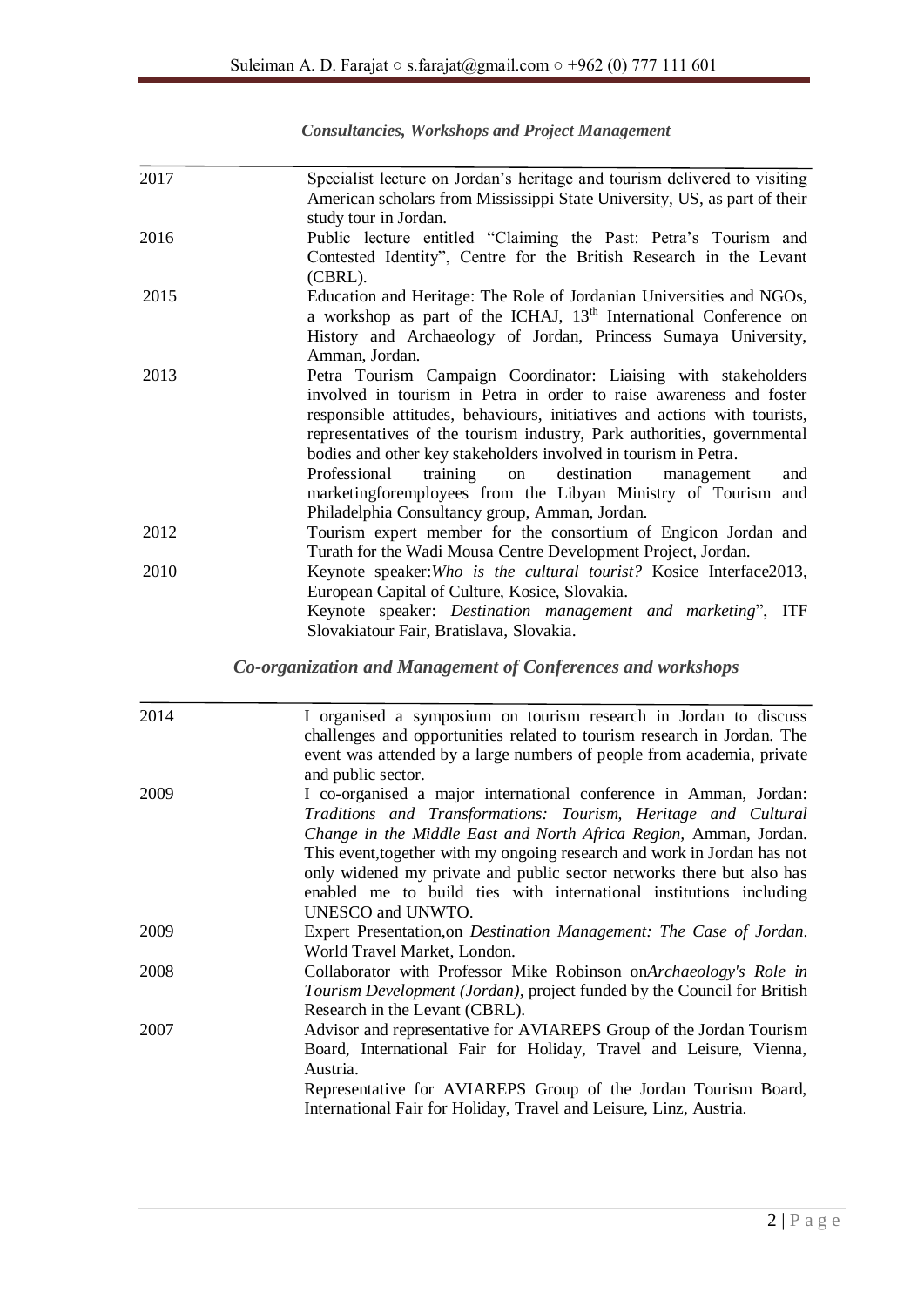### *Consultancies, Workshops and Project Management*

| | |
|---|---|
| 2017 | Specialist lecture on Jordan's heritage and tourism delivered to visiting American scholars from Mississippi State University, US, as part of their study tour in Jordan. |
| 2016 | Public lecture entitled "Claiming the Past: Petra's Tourism and Contested Identity", Centre for the British Research in the Levant (CBRL). |
| 2015 | Education and Heritage: The Role of Jordanian Universities and NGOs, a workshop as part of the ICHAJ, 13th International Conference on History and Archaeology of Jordan, Princess Sumaya University, Amman, Jordan. |
| 2013 | Petra Tourism Campaign Coordinator: Liaising with stakeholders involved in tourism in Petra in order to raise awareness and foster responsible attitudes, behaviours, initiatives and actions with tourists, representatives of the tourism industry, Park authorities, governmental bodies and other key stakeholders involved in tourism in Petra.<br>Professional training on destination management and marketingforemployees from the Libyan Ministry of Tourism and Philadelphia Consultancy group, Amman, Jordan. |
| 2012 | Tourism expert member for the consortium of Engicon Jordan and Turath for the Wadi Mousa Centre Development Project, Jordan. |
| 2010 | Keynote speaker:*Who is the cultural tourist?* Kosice Interface2013, European Capital of Culture, Kosice, Slovakia.<br>Keynote speaker: *Destination management and marketing*", ITF Slovakiatour Fair, Bratislava, Slovakia. |

### *Co-organization and Management of Conferences and workshops*

| | |
|---|---|
| 2014 | I organised a symposium on tourism research in Jordan to discuss challenges and opportunities related to tourism research in Jordan. The event was attended by a large numbers of people from academia, private and public sector. |
| 2009 | I co-organised a major international conference in Amman, Jordan: *Traditions and Transformations: Tourism, Heritage and Cultural Change in the Middle East and North Africa Region*, Amman, Jordan. This event,together with my ongoing research and work in Jordan has not only widened my private and public sector networks there but also has enabled me to build ties with international institutions including UNESCO and UNWTO. |
| 2009 | Expert Presentation,on *Destination Management: The Case of Jordan*. World Travel Market, London. |
| 2008 | Collaborator with Professor Mike Robinson on*Archaeology's Role in Tourism Development (Jordan)*, project funded by the Council for British Research in the Levant (CBRL). |
| 2007 | Advisor and representative for AVIAREPS Group of the Jordan Tourism Board, International Fair for Holiday, Travel and Leisure, Vienna, Austria.<br>Representative for AVIAREPS Group of the Jordan Tourism Board, International Fair for Holiday, Travel and Leisure, Linz, Austria. |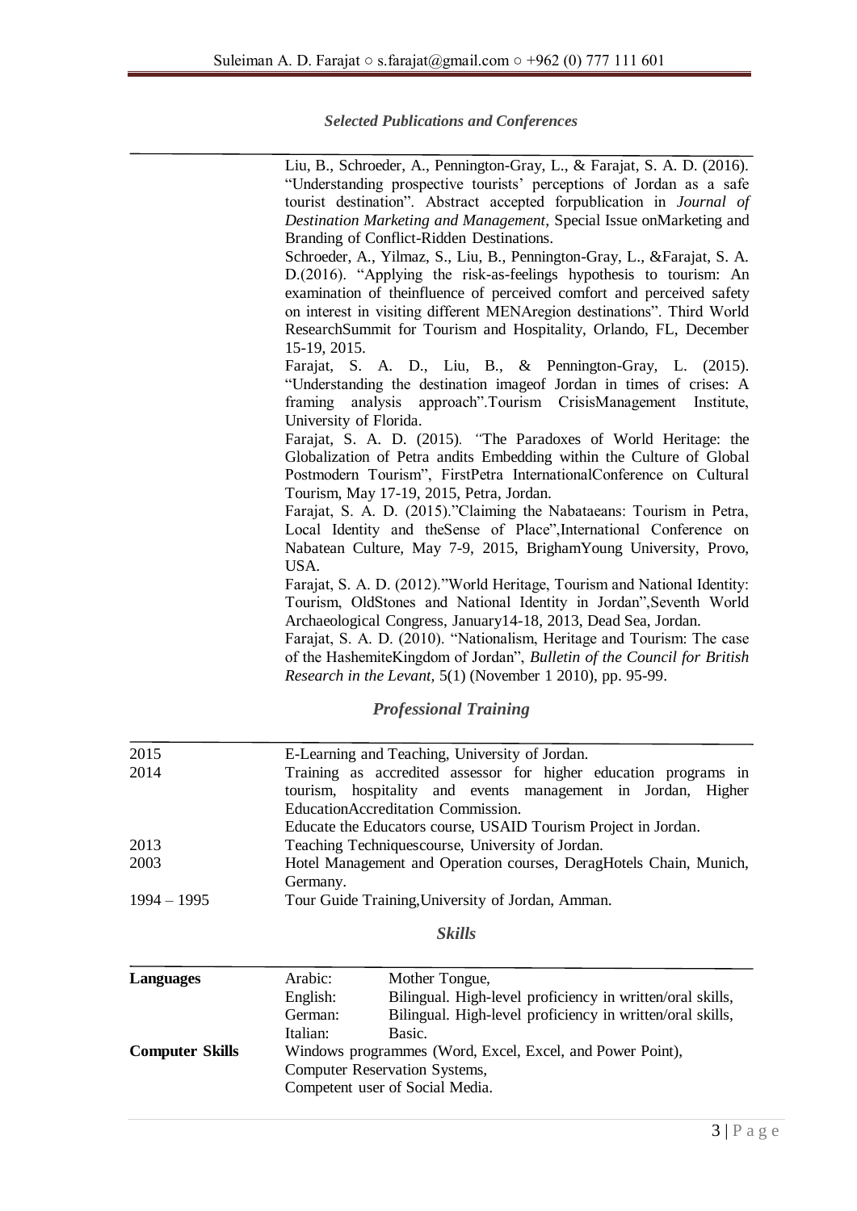### *Selected Publications and Conferences*

Liu, B., Schroeder, A., Pennington-Gray, L., & Farajat, S. A. D. (2016). "Understanding prospective tourists' perceptions of Jordan as a safe tourist destination". Abstract accepted forpublication in *Journal of Destination Marketing and Management*, Special Issue onMarketing and Branding of Conflict-Ridden Destinations.

Schroeder, A., Yilmaz, S., Liu, B., Pennington-Gray, L., &Farajat, S. A. D.(2016). "Applying the risk-as-feelings hypothesis to tourism: An examination of theinfluence of perceived comfort and perceived safety on interest in visiting different MENAregion destinations". Third World ResearchSummit for Tourism and Hospitality, Orlando, FL, December 15-19, 2015.

Farajat, S. A. D., Liu, B., & Pennington-Gray, L. (2015). "Understanding the destination imageof Jordan in times of crises: A framing analysis approach".Tourism CrisisManagement Institute, University of Florida.

Farajat, S. A. D. (2015). "The Paradoxes of World Heritage: the Globalization of Petra andits Embedding within the Culture of Global Postmodern Tourism", FirstPetra InternationalConference on Cultural Tourism, May 17-19, 2015, Petra, Jordan.

Farajat, S. A. D. (2015)."Claiming the Nabataeans: Tourism in Petra, Local Identity and theSense of Place",International Conference on Nabatean Culture, May 7-9, 2015, BrighamYoung University, Provo, USA.

Farajat, S. A. D. (2012)."World Heritage, Tourism and National Identity: Tourism, OldStones and National Identity in Jordan",Seventh World Archaeological Congress, January14-18, 2013, Dead Sea, Jordan.

Farajat, S. A. D. (2010). "Nationalism, Heritage and Tourism: The case of the HashemiteKingdom of Jordan", *Bulletin of the Council for British Research in the Levant,* 5(1) (November 1 2010), pp. 95-99.

### *Professional Training*

| | |
|---|---|
| 2015 | E-Learning and Teaching, University of Jordan. |
| 2014 | Training as accredited assessor for higher education programs in tourism, hospitality and events management in Jordan, Higher EducationAccreditation Commission. |
| | Educate the Educators course, USAID Tourism Project in Jordan. |
| 2013 | Teaching Techniquescourse, University of Jordan. |
| 2003 | Hotel Management and Operation courses, DeragHotels Chain, Munich, Germany. |
| 1994 – 1995 | Tour Guide Training,University of Jordan, Amman. |

### *Skills*

| | | |
|---|---|---|
| **Languages** | Arabic: | Mother Tongue, |
| | English: | Bilingual. High-level proficiency in written/oral skills, |
| | German: | Bilingual. High-level proficiency in written/oral skills, |
| | Italian: | Basic. |
| **Computer Skills** | Windows programmes (Word, Excel, Excel, and Power Point), | |
| | Computer Reservation Systems, | |
| | Competent user of Social Media. | |